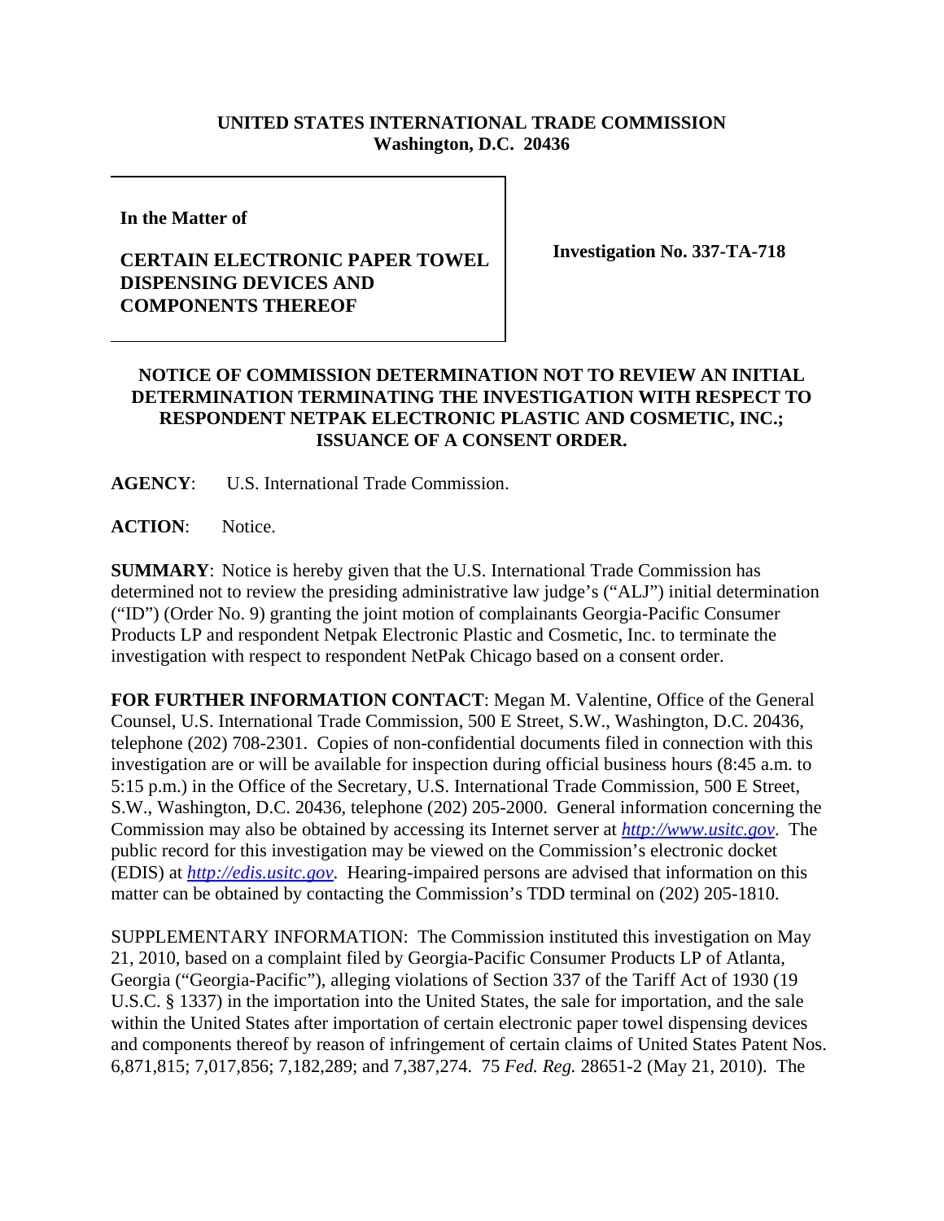**UNITED STATES INTERNATIONAL TRADE COMMISSION**
**Washington, D.C. 20436**

**In the Matter of**

**CERTAIN ELECTRONIC PAPER TOWEL DISPENSING DEVICES AND COMPONENTS THEREOF**

**Investigation No. 337-TA-718**

**NOTICE OF COMMISSION DETERMINATION NOT TO REVIEW AN INITIAL DETERMINATION TERMINATING THE INVESTIGATION WITH RESPECT TO RESPONDENT NETPAK ELECTRONIC PLASTIC AND COSMETIC, INC.; ISSUANCE OF A CONSENT ORDER.**

**AGENCY**: U.S. International Trade Commission.

**ACTION**: Notice.

**SUMMARY**: Notice is hereby given that the U.S. International Trade Commission has determined not to review the presiding administrative law judge's ("ALJ") initial determination ("ID") (Order No. 9) granting the joint motion of complainants Georgia-Pacific Consumer Products LP and respondent Netpak Electronic Plastic and Cosmetic, Inc. to terminate the investigation with respect to respondent NetPak Chicago based on a consent order.

**FOR FURTHER INFORMATION CONTACT**: Megan M. Valentine, Office of the General Counsel, U.S. International Trade Commission, 500 E Street, S.W., Washington, D.C. 20436, telephone (202) 708-2301. Copies of non-confidential documents filed in connection with this investigation are or will be available for inspection during official business hours (8:45 a.m. to 5:15 p.m.) in the Office of the Secretary, U.S. International Trade Commission, 500 E Street, S.W., Washington, D.C. 20436, telephone (202) 205-2000. General information concerning the Commission may also be obtained by accessing its Internet server at *http://www.usitc.gov*. The public record for this investigation may be viewed on the Commission's electronic docket (EDIS) at *http://edis.usitc.gov*. Hearing-impaired persons are advised that information on this matter can be obtained by contacting the Commission's TDD terminal on (202) 205-1810.

SUPPLEMENTARY INFORMATION: The Commission instituted this investigation on May 21, 2010, based on a complaint filed by Georgia-Pacific Consumer Products LP of Atlanta, Georgia ("Georgia-Pacific"), alleging violations of Section 337 of the Tariff Act of 1930 (19 U.S.C. § 1337) in the importation into the United States, the sale for importation, and the sale within the United States after importation of certain electronic paper towel dispensing devices and components thereof by reason of infringement of certain claims of United States Patent Nos. 6,871,815; 7,017,856; 7,182,289; and 7,387,274. 75 *Fed. Reg.* 28651-2 (May 21, 2010). The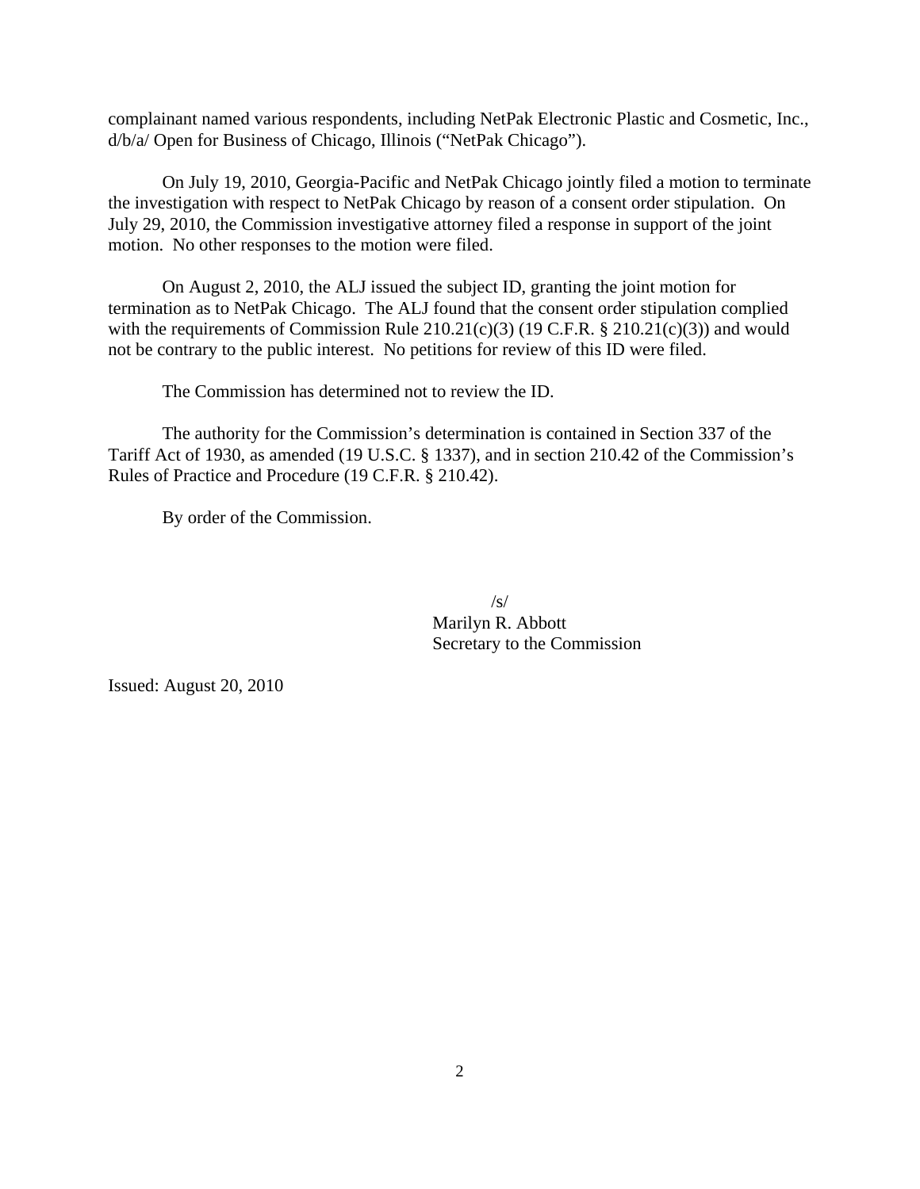complainant named various respondents, including NetPak Electronic Plastic and Cosmetic, Inc., d/b/a/ Open for Business of Chicago, Illinois ("NetPak Chicago").

On July 19, 2010, Georgia-Pacific and NetPak Chicago jointly filed a motion to terminate the investigation with respect to NetPak Chicago by reason of a consent order stipulation. On July 29, 2010, the Commission investigative attorney filed a response in support of the joint motion. No other responses to the motion were filed.

On August 2, 2010, the ALJ issued the subject ID, granting the joint motion for termination as to NetPak Chicago. The ALJ found that the consent order stipulation complied with the requirements of Commission Rule 210.21(c)(3) (19 C.F.R. § 210.21(c)(3)) and would not be contrary to the public interest. No petitions for review of this ID were filed.

The Commission has determined not to review the ID.

The authority for the Commission's determination is contained in Section 337 of the Tariff Act of 1930, as amended (19 U.S.C. § 1337), and in section 210.42 of the Commission's Rules of Practice and Procedure (19 C.F.R. § 210.42).

By order of the Commission.

/s/
Marilyn R. Abbott
Secretary to the Commission

Issued: August 20, 2010